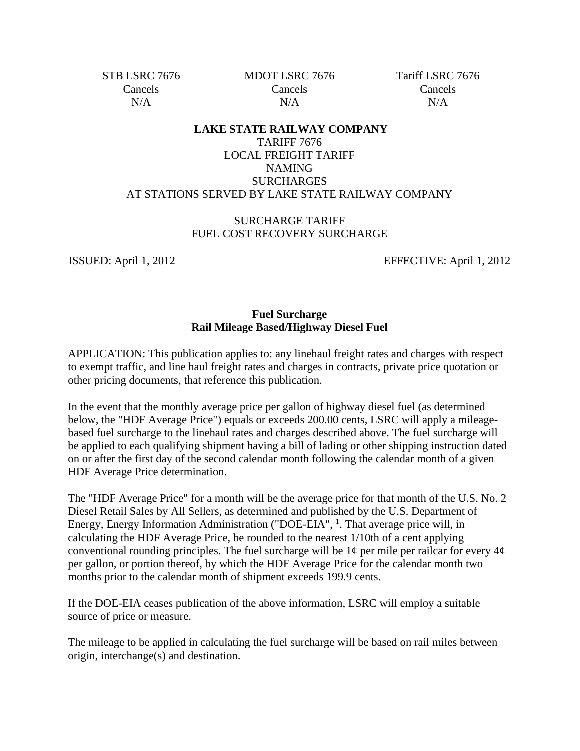| STB LSRC 7676 | MDOT LSRC 7676 | Tariff LSRC 7676 |
| --- | --- | --- |
| Cancels | Cancels | Cancels |
| N/A | N/A | N/A |

**LAKE STATE RAILWAY COMPANY**
TARIFF 7676
LOCAL FREIGHT TARIFF
NAMING
SURCHARGES
AT STATIONS SERVED BY LAKE STATE RAILWAY COMPANY

SURCHARGE TARIFF
FUEL COST RECOVERY SURCHARGE

ISSUED: April 1, 2012 EFFECTIVE: April 1, 2012

**Fuel Surcharge**
**Rail Mileage Based/Highway Diesel Fuel**

APPLICATION: This publication applies to: any linehaul freight rates and charges with respect to exempt traffic, and line haul freight rates and charges in contracts, private price quotation or other pricing documents, that reference this publication.

In the event that the monthly average price per gallon of highway diesel fuel (as determined below, the "HDF Average Price") equals or exceeds 200.00 cents, LSRC will apply a mileage-based fuel surcharge to the linehaul rates and charges described above. The fuel surcharge will be applied to each qualifying shipment having a bill of lading or other shipping instruction dated on or after the first day of the second calendar month following the calendar month of a given HDF Average Price determination.

The "HDF Average Price" for a month will be the average price for that month of the U.S. No. 2 Diesel Retail Sales by All Sellers, as determined and published by the U.S. Department of Energy, Energy Information Administration ("DOE-EIA", [1]. That average price will, in calculating the HDF Average Price, be rounded to the nearest 1/10th of a cent applying conventional rounding principles. The fuel surcharge will be 1¢ per mile per railcar for every 4¢ per gallon, or portion thereof, by which the HDF Average Price for the calendar month two months prior to the calendar month of shipment exceeds 199.9 cents.

If the DOE-EIA ceases publication of the above information, LSRC will employ a suitable source of price or measure.

The mileage to be applied in calculating the fuel surcharge will be based on rail miles between origin, interchange(s) and destination.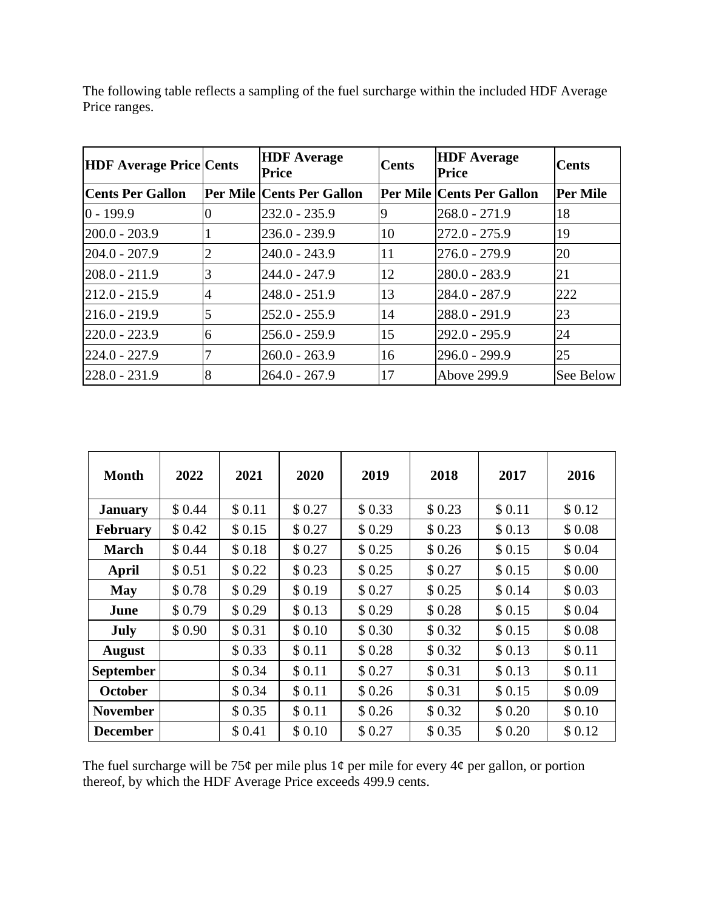The following table reflects a sampling of the fuel surcharge within the included HDF Average Price ranges.

| HDF Average Price | Cents | HDF Average Price | Cents | HDF Average Price | Cents |
|---|---|---|---|---|---|
| Cents Per Gallon | Per Mile | Cents Per Gallon | Per Mile | Cents Per Gallon | Per Mile |
| 0 - 199.9 | 0 | 232.0 - 235.9 | 9 | 268.0 - 271.9 | 18 |
| 200.0 - 203.9 | 1 | 236.0 - 239.9 | 10 | 272.0 - 275.9 | 19 |
| 204.0 - 207.9 | 2 | 240.0 - 243.9 | 11 | 276.0 - 279.9 | 20 |
| 208.0 - 211.9 | 3 | 244.0 - 247.9 | 12 | 280.0 - 283.9 | 21 |
| 212.0 - 215.9 | 4 | 248.0 - 251.9 | 13 | 284.0 - 287.9 | 222 |
| 216.0 - 219.9 | 5 | 252.0 - 255.9 | 14 | 288.0 - 291.9 | 23 |
| 220.0 - 223.9 | 6 | 256.0 - 259.9 | 15 | 292.0 - 295.9 | 24 |
| 224.0 - 227.9 | 7 | 260.0 - 263.9 | 16 | 296.0 - 299.9 | 25 |
| 228.0 - 231.9 | 8 | 264.0 - 267.9 | 17 | Above 299.9 | See Below |

| Month | 2022 | 2021 | 2020 | 2019 | 2018 | 2017 | 2016 |
|---|---|---|---|---|---|---|---|
| **January** | $ 0.44 | $ 0.11 | $ 0.27 | $ 0.33 | $ 0.23 | $ 0.11 | $ 0.12 |
| **February** | $ 0.42 | $ 0.15 | $ 0.27 | $ 0.29 | $ 0.23 | $ 0.13 | $ 0.08 |
| **March** | $ 0.44 | $ 0.18 | $ 0.27 | $ 0.25 | $ 0.26 | $ 0.15 | $ 0.04 |
| **April** | $ 0.51 | $ 0.22 | $ 0.23 | $ 0.25 | $ 0.27 | $ 0.15 | $ 0.00 |
| **May** | $ 0.78 | $ 0.29 | $ 0.19 | $ 0.27 | $ 0.25 | $ 0.14 | $ 0.03 |
| **June** | $ 0.79 | $ 0.29 | $ 0.13 | $ 0.29 | $ 0.28 | $ 0.15 | $ 0.04 |
| **July** | $ 0.90 | $ 0.31 | $ 0.10 | $ 0.30 | $ 0.32 | $ 0.15 | $ 0.08 |
| **August** | | $ 0.33 | $ 0.11 | $ 0.28 | $ 0.32 | $ 0.13 | $ 0.11 |
| **September** | | $ 0.34 | $ 0.11 | $ 0.27 | $ 0.31 | $ 0.13 | $ 0.11 |
| **October** | | $ 0.34 | $ 0.11 | $ 0.26 | $ 0.31 | $ 0.15 | $ 0.09 |
| **November** | | $ 0.35 | $ 0.11 | $ 0.26 | $ 0.32 | $ 0.20 | $ 0.10 |
| **December** | | $ 0.41 | $ 0.10 | $ 0.27 | $ 0.35 | $ 0.20 | $ 0.12 |

The fuel surcharge will be 75¢ per mile plus 1¢ per mile for every 4¢ per gallon, or portion thereof, by which the HDF Average Price exceeds 499.9 cents.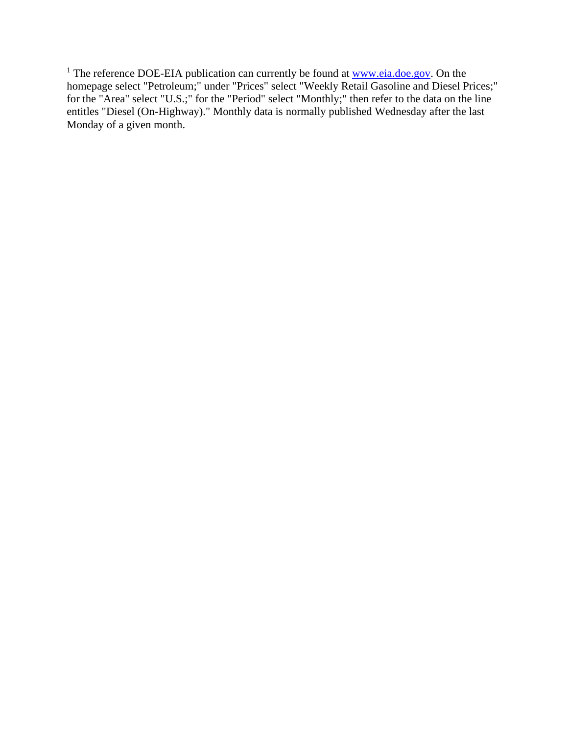[1] The reference DOE-EIA publication can currently be found at [www.eia.doe.gov](http://www.eia.doe.gov). On the homepage select "Petroleum;" under "Prices" select "Weekly Retail Gasoline and Diesel Prices;" for the "Area" select "U.S.;" for the "Period" select "Monthly;" then refer to the data on the line entitles "Diesel (On-Highway)." Monthly data is normally published Wednesday after the last Monday of a given month.